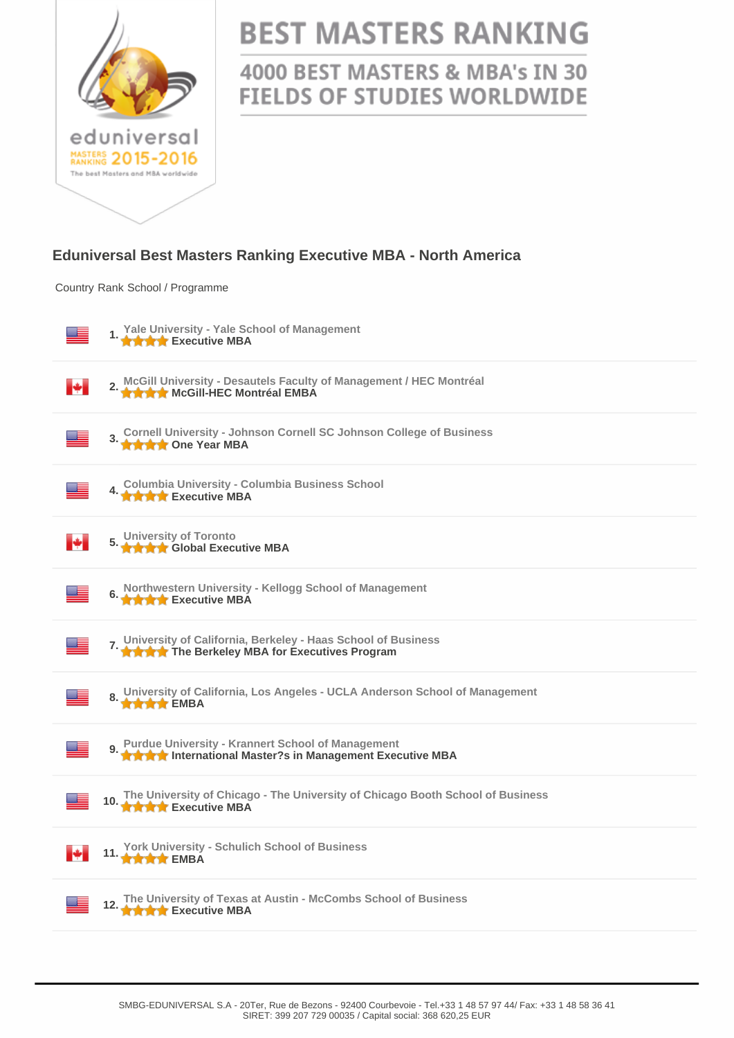# BEST MASTERS RANKING

## 4000 BEST MASTERS & MBA's IN 30 FIELDS OF STUDIES WORLDWIDE

eduniversal MASTERS RANKING 2015-2016 The best Masters and MBA worldwide

## Eduniversal Best Masters Ranking Executive MBA - North America

| Country | Rank | School / Programme |
|---|---|---|
| USA | 1. | Yale University - Yale School of Management<br>Executive MBA |
| Canada | 2. | McGill University - Desautels Faculty of Management / HEC Montréal<br>McGill-HEC Montréal EMBA |
| USA | 3. | Cornell University - Johnson Cornell SC Johnson College of Business<br>One Year MBA |
| USA | 4. | Columbia University - Columbia Business School<br>Executive MBA |
| Canada | 5. | University of Toronto<br>Global Executive MBA |
| USA | 6. | Northwestern University - Kellogg School of Management<br>Executive MBA |
| USA | 7. | University of California, Berkeley - Haas School of Business<br>The Berkeley MBA for Executives Program |
| USA | 8. | University of California, Los Angeles - UCLA Anderson School of Management<br>EMBA |
| USA | 9. | Purdue University - Krannert School of Management<br>International Master?s in Management Executive MBA |
| USA | 10. | The University of Chicago - The University of Chicago Booth School of Business<br>Executive MBA |
| Canada | 11. | York University - Schulich School of Business<br>EMBA |
| USA | 12. | The University of Texas at Austin - McCombs School of Business<br>Executive MBA |

SMBG-EDUNIVERSAL S.A - 20Ter, Rue de Bezons - 92400 Courbevoie - Tel.+33 1 48 57 97 44/ Fax: +33 1 48 58 36 41
SIRET: 399 207 729 00035 / Capital social: 368 620,25 EUR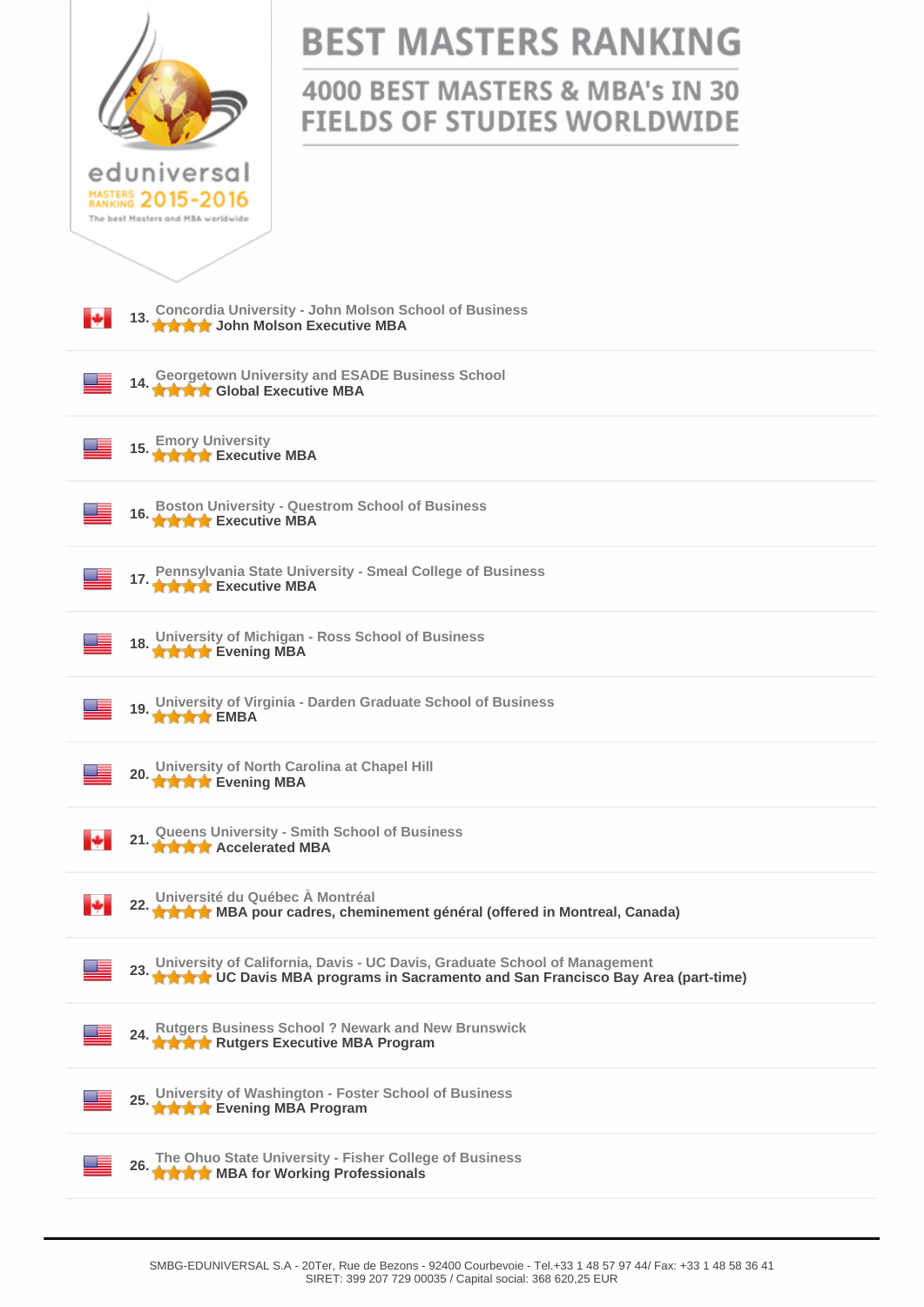# BEST MASTERS RANKING

## 4000 BEST MASTERS & MBA's IN 30 FIELDS OF STUDIES WORLDWIDE

eduniversal MASTERS RANKING 2015-2016

The best Masters and MBA worldwide

13. Concordia University - John Molson School of Business
**John Molson Executive MBA**

14. Georgetown University and ESADE Business School
**Global Executive MBA**

15. Emory University
**Executive MBA**

16. Boston University - Questrom School of Business
**Executive MBA**

17. Pennsylvania State University - Smeal College of Business
**Executive MBA**

18. University of Michigan - Ross School of Business
**Evening MBA**

19. University of Virginia - Darden Graduate School of Business
**EMBA**

20. University of North Carolina at Chapel Hill
**Evening MBA**

21. Queens University - Smith School of Business
**Accelerated MBA**

22. Université du Québec À Montréal
**MBA pour cadres, cheminement général (offered in Montreal, Canada)**

23. University of California, Davis - UC Davis, Graduate School of Management
**UC Davis MBA programs in Sacramento and San Francisco Bay Area (part-time)**

24. Rutgers Business School ? Newark and New Brunswick
**Rutgers Executive MBA Program**

25. University of Washington - Foster School of Business
**Evening MBA Program**

26. The Ohuo State University - Fisher College of Business
**MBA for Working Professionals**

SMBG-EDUNIVERSAL S.A - 20Ter, Rue de Bezons - 92400 Courbevoie - Tel.+33 1 48 57 97 44/ Fax: +33 1 48 58 36 41
SIRET: 399 207 729 00035 / Capital social: 368 620,25 EUR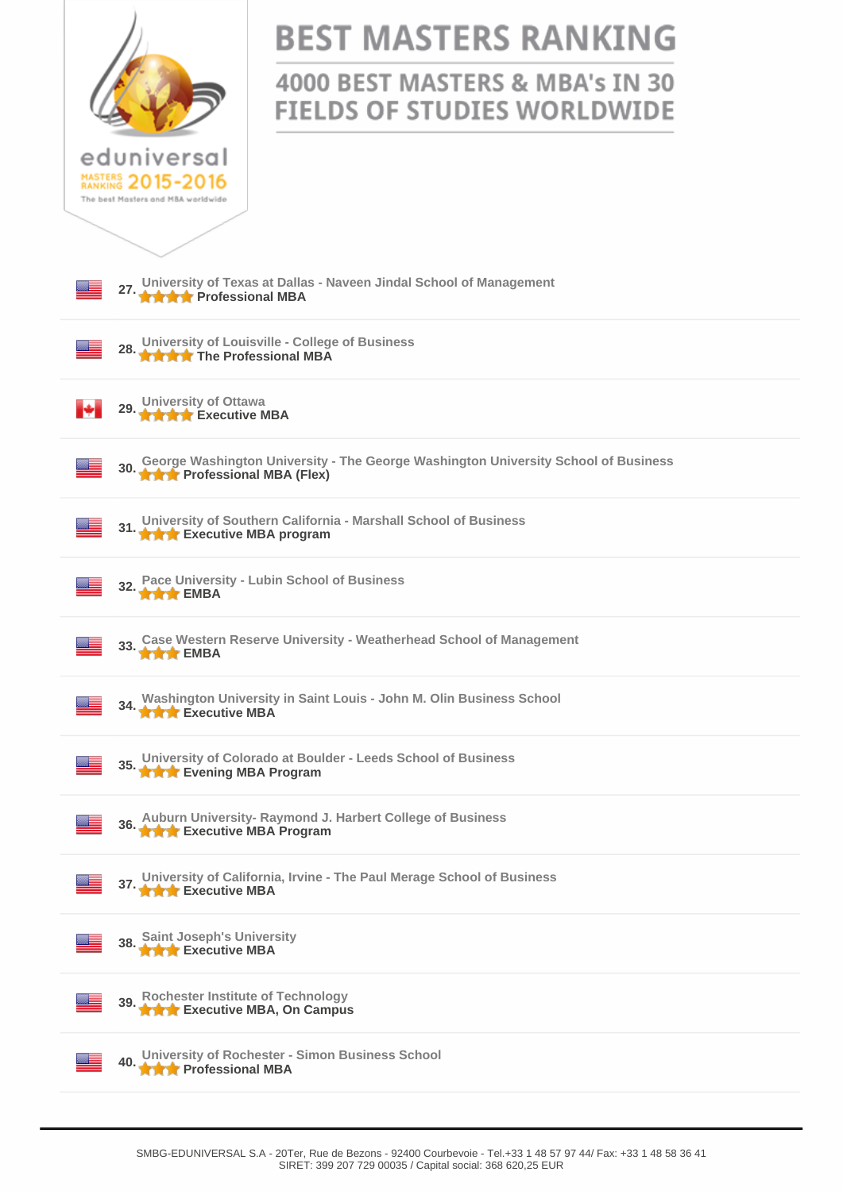# BEST MASTERS RANKING

## 4000 BEST MASTERS & MBA's IN 30 FIELDS OF STUDIES WORLDWIDE

eduniversal MASTERS RANKING 2015-2016

The best Masters and MBA worldwide

27. University of Texas at Dallas - Naveen Jindal School of Management
**Professional MBA**

28. University of Louisville - College of Business
**The Professional MBA**

29. University of Ottawa
**Executive MBA**

30. George Washington University - The George Washington University School of Business
**Professional MBA (Flex)**

31. University of Southern California - Marshall School of Business
**Executive MBA program**

32. Pace University - Lubin School of Business
**EMBA**

33. Case Western Reserve University - Weatherhead School of Management
**EMBA**

34. Washington University in Saint Louis - John M. Olin Business School
**Executive MBA**

35. University of Colorado at Boulder - Leeds School of Business
**Evening MBA Program**

36. Auburn University- Raymond J. Harbert College of Business
**Executive MBA Program**

37. University of California, Irvine - The Paul Merage School of Business
**Executive MBA**

38. Saint Joseph's University
**Executive MBA**

39. Rochester Institute of Technology
**Executive MBA, On Campus**

40. University of Rochester - Simon Business School
**Professional MBA**

SMBG-EDUNIVERSAL S.A - 20Ter, Rue de Bezons - 92400 Courbevoie - Tel.+33 1 48 57 97 44/ Fax: +33 1 48 58 36 41
SIRET: 399 207 729 00035 / Capital social: 368 620,25 EUR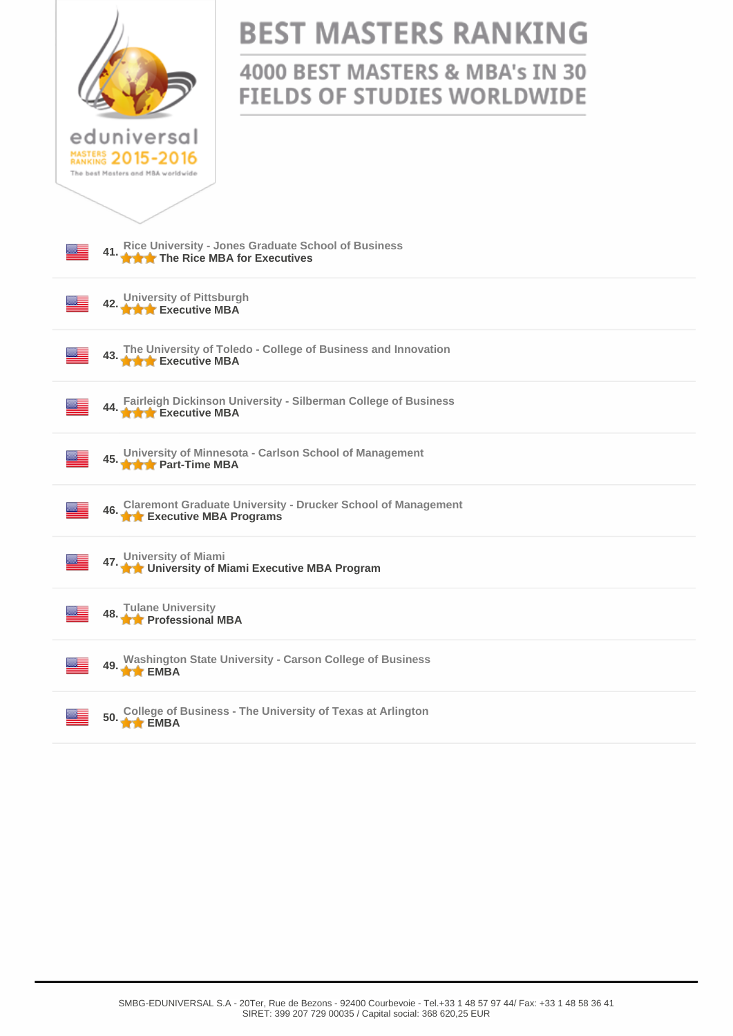# BEST MASTERS RANKING

## 4000 BEST MASTERS & MBA's IN 30 FIELDS OF STUDIES WORLDWIDE

eduniversal MASTERS RANKING 2015-2016 The best Masters and MBA worldwide

41. Rice University - Jones Graduate School of Business
**The Rice MBA for Executives**

42. University of Pittsburgh
**Executive MBA**

43. The University of Toledo - College of Business and Innovation
**Executive MBA**

44. Fairleigh Dickinson University - Silberman College of Business
**Executive MBA**

45. University of Minnesota - Carlson School of Management
**Part-Time MBA**

46. Claremont Graduate University - Drucker School of Management
**Executive MBA Programs**

47. University of Miami
**University of Miami Executive MBA Program**

48. Tulane University
**Professional MBA**

49. Washington State University - Carson College of Business
**EMBA**

50. College of Business - The University of Texas at Arlington
**EMBA**

SMBG-EDUNIVERSAL S.A - 20Ter, Rue de Bezons - 92400 Courbevoie - Tel.+33 1 48 57 97 44/ Fax: +33 1 48 58 36 41
SIRET: 399 207 729 00035 / Capital social: 368 620,25 EUR